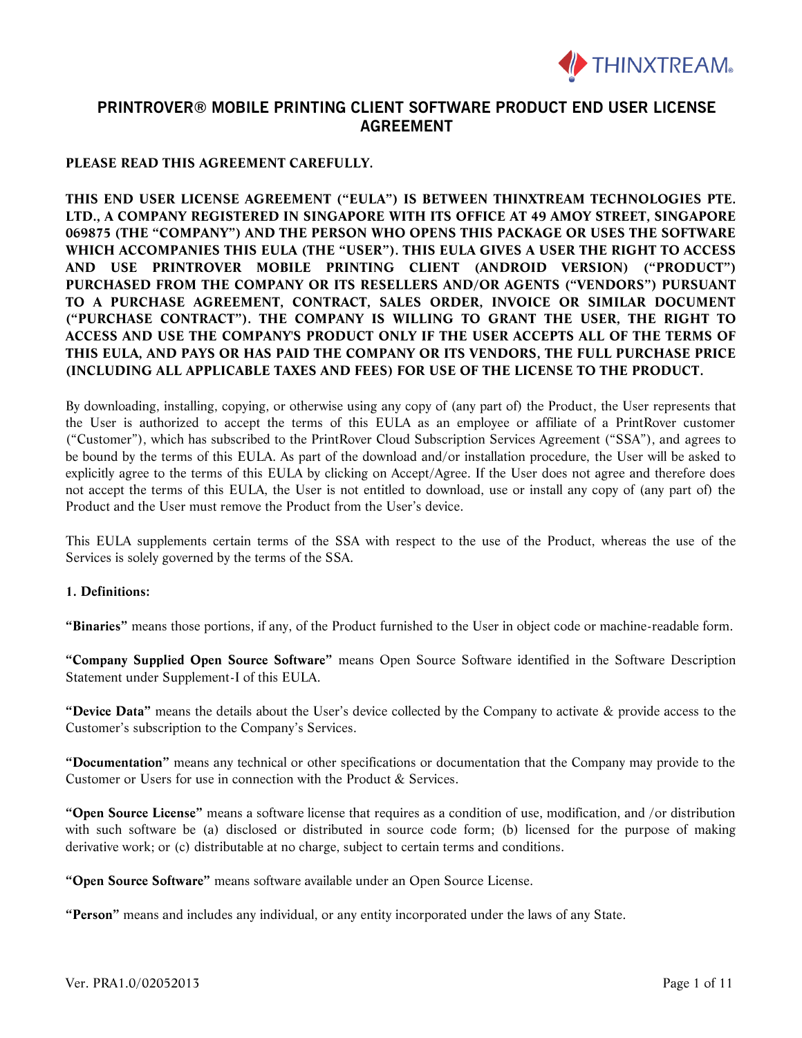# PRINTROVER® MOBILE PRINTING CLIENT SOFTWARE PRODUCT END USER LICENSE AGREEMENT

**PLEASE READ THIS AGREEMENT CAREFULLY.**

**THIS END USER LICENSE AGREEMENT ("EULA") IS BETWEEN THINXTREAM TECHNOLOGIES PTE. LTD., A COMPANY REGISTERED IN SINGAPORE WITH ITS OFFICE AT 49 AMOY STREET, SINGAPORE 069875 (THE "COMPANY") AND THE PERSON WHO OPENS THIS PACKAGE OR USES THE SOFTWARE WHICH ACCOMPANIES THIS EULA (THE "USER"). THIS EULA GIVES A USER THE RIGHT TO ACCESS AND USE PRINTROVER MOBILE PRINTING CLIENT (ANDROID VERSION) ("PRODUCT") PURCHASED FROM THE COMPANY OR ITS RESELLERS AND/OR AGENTS ("VENDORS") PURSUANT TO A PURCHASE AGREEMENT, CONTRACT, SALES ORDER, INVOICE OR SIMILAR DOCUMENT ("PURCHASE CONTRACT"). THE COMPANY IS WILLING TO GRANT THE USER, THE RIGHT TO ACCESS AND USE THE COMPANY'S PRODUCT ONLY IF THE USER ACCEPTS ALL OF THE TERMS OF THIS EULA, AND PAYS OR HAS PAID THE COMPANY OR ITS VENDORS, THE FULL PURCHASE PRICE (INCLUDING ALL APPLICABLE TAXES AND FEES) FOR USE OF THE LICENSE TO THE PRODUCT.**

By downloading, installing, copying, or otherwise using any copy of (any part of) the Product, the User represents that the User is authorized to accept the terms of this EULA as an employee or affiliate of a PrintRover customer ("Customer"), which has subscribed to the PrintRover Cloud Subscription Services Agreement ("SSA"), and agrees to be bound by the terms of this EULA. As part of the download and/or installation procedure, the User will be asked to explicitly agree to the terms of this EULA by clicking on Accept/Agree. If the User does not agree and therefore does not accept the terms of this EULA, the User is not entitled to download, use or install any copy of (any part of) the Product and the User must remove the Product from the User's device.

This EULA supplements certain terms of the SSA with respect to the use of the Product, whereas the use of the Services is solely governed by the terms of the SSA.

**1. Definitions:**

**"Binaries"** means those portions, if any, of the Product furnished to the User in object code or machine-readable form.

**"Company Supplied Open Source Software"** means Open Source Software identified in the Software Description Statement under Supplement-I of this EULA.

**"Device Data"** means the details about the User's device collected by the Company to activate & provide access to the Customer's subscription to the Company's Services.

**"Documentation"** means any technical or other specifications or documentation that the Company may provide to the Customer or Users for use in connection with the Product & Services.

**"Open Source License"** means a software license that requires as a condition of use, modification, and /or distribution with such software be (a) disclosed or distributed in source code form; (b) licensed for the purpose of making derivative work; or (c) distributable at no charge, subject to certain terms and conditions.

**"Open Source Software"** means software available under an Open Source License.

**"Person"** means and includes any individual, or any entity incorporated under the laws of any State.

Ver. PRA1.0/02052013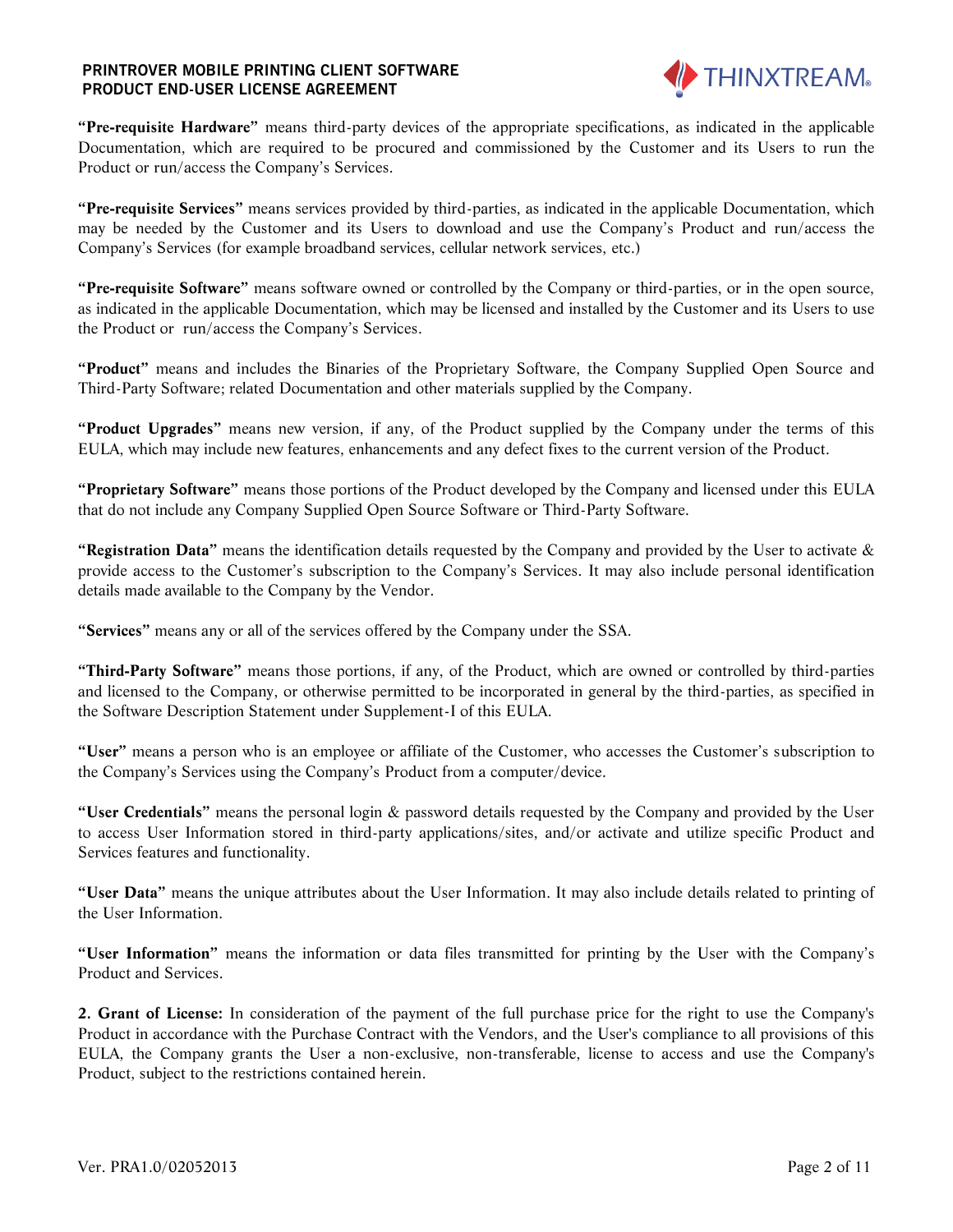**"Pre-requisite Hardware"** means third-party devices of the appropriate specifications, as indicated in the applicable Documentation, which are required to be procured and commissioned by the Customer and its Users to run the Product or run/access the Company's Services.

**"Pre-requisite Services"** means services provided by third-parties, as indicated in the applicable Documentation, which may be needed by the Customer and its Users to download and use the Company's Product and run/access the Company's Services (for example broadband services, cellular network services, etc.)

**"Pre-requisite Software"** means software owned or controlled by the Company or third-parties, or in the open source, as indicated in the applicable Documentation, which may be licensed and installed by the Customer and its Users to use the Product or run/access the Company's Services.

**"Product"** means and includes the Binaries of the Proprietary Software, the Company Supplied Open Source and Third-Party Software; related Documentation and other materials supplied by the Company.

**"Product Upgrades"** means new version, if any, of the Product supplied by the Company under the terms of this EULA, which may include new features, enhancements and any defect fixes to the current version of the Product.

**"Proprietary Software"** means those portions of the Product developed by the Company and licensed under this EULA that do not include any Company Supplied Open Source Software or Third-Party Software.

**"Registration Data"** means the identification details requested by the Company and provided by the User to activate & provide access to the Customer's subscription to the Company's Services. It may also include personal identification details made available to the Company by the Vendor.

**"Services"** means any or all of the services offered by the Company under the SSA.

**"Third-Party Software"** means those portions, if any, of the Product, which are owned or controlled by third-parties and licensed to the Company, or otherwise permitted to be incorporated in general by the third-parties, as specified in the Software Description Statement under Supplement-I of this EULA.

**"User"** means a person who is an employee or affiliate of the Customer, who accesses the Customer's subscription to the Company's Services using the Company's Product from a computer/device.

**"User Credentials"** means the personal login & password details requested by the Company and provided by the User to access User Information stored in third-party applications/sites, and/or activate and utilize specific Product and Services features and functionality.

**"User Data"** means the unique attributes about the User Information. It may also include details related to printing of the User Information.

**"User Information"** means the information or data files transmitted for printing by the User with the Company's Product and Services.

**2. Grant of License:** In consideration of the payment of the full purchase price for the right to use the Company's Product in accordance with the Purchase Contract with the Vendors, and the User's compliance to all provisions of this EULA, the Company grants the User a non-exclusive, non-transferable, license to access and use the Company's Product, subject to the restrictions contained herein.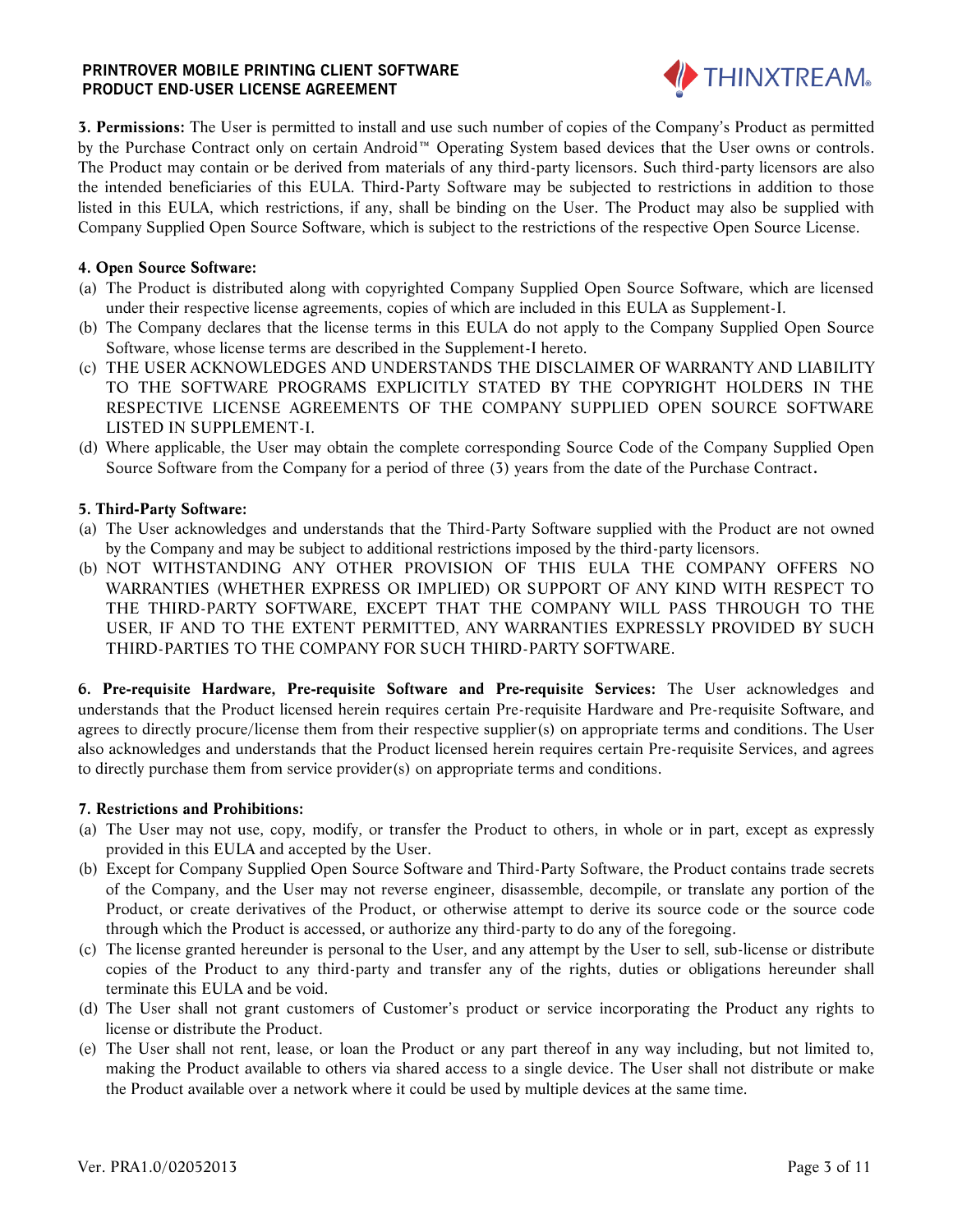**3. Permissions:** The User is permitted to install and use such number of copies of the Company's Product as permitted by the Purchase Contract only on certain Android™ Operating System based devices that the User owns or controls. The Product may contain or be derived from materials of any third-party licensors. Such third-party licensors are also the intended beneficiaries of this EULA. Third-Party Software may be subjected to restrictions in addition to those listed in this EULA, which restrictions, if any, shall be binding on the User. The Product may also be supplied with Company Supplied Open Source Software, which is subject to the restrictions of the respective Open Source License.

**4. Open Source Software:**

(a) The Product is distributed along with copyrighted Company Supplied Open Source Software, which are licensed under their respective license agreements, copies of which are included in this EULA as Supplement-I.

(b) The Company declares that the license terms in this EULA do not apply to the Company Supplied Open Source Software, whose license terms are described in the Supplement-I hereto.

(c) THE USER ACKNOWLEDGES AND UNDERSTANDS THE DISCLAIMER OF WARRANTY AND LIABILITY TO THE SOFTWARE PROGRAMS EXPLICITLY STATED BY THE COPYRIGHT HOLDERS IN THE RESPECTIVE LICENSE AGREEMENTS OF THE COMPANY SUPPLIED OPEN SOURCE SOFTWARE LISTED IN SUPPLEMENT-I.

(d) Where applicable, the User may obtain the complete corresponding Source Code of the Company Supplied Open Source Software from the Company for a period of three (3) years from the date of the Purchase Contract.

**5. Third-Party Software:**

(a) The User acknowledges and understands that the Third-Party Software supplied with the Product are not owned by the Company and may be subject to additional restrictions imposed by the third-party licensors.

(b) NOT WITHSTANDING ANY OTHER PROVISION OF THIS EULA THE COMPANY OFFERS NO WARRANTIES (WHETHER EXPRESS OR IMPLIED) OR SUPPORT OF ANY KIND WITH RESPECT TO THE THIRD-PARTY SOFTWARE, EXCEPT THAT THE COMPANY WILL PASS THROUGH TO THE USER, IF AND TO THE EXTENT PERMITTED, ANY WARRANTIES EXPRESSLY PROVIDED BY SUCH THIRD-PARTIES TO THE COMPANY FOR SUCH THIRD-PARTY SOFTWARE.

**6. Pre-requisite Hardware, Pre-requisite Software and Pre-requisite Services:** The User acknowledges and understands that the Product licensed herein requires certain Pre-requisite Hardware and Pre-requisite Software, and agrees to directly procure/license them from their respective supplier(s) on appropriate terms and conditions. The User also acknowledges and understands that the Product licensed herein requires certain Pre-requisite Services, and agrees to directly purchase them from service provider(s) on appropriate terms and conditions.

**7. Restrictions and Prohibitions:**

(a) The User may not use, copy, modify, or transfer the Product to others, in whole or in part, except as expressly provided in this EULA and accepted by the User.

(b) Except for Company Supplied Open Source Software and Third-Party Software, the Product contains trade secrets of the Company, and the User may not reverse engineer, disassemble, decompile, or translate any portion of the Product, or create derivatives of the Product, or otherwise attempt to derive its source code or the source code through which the Product is accessed, or authorize any third-party to do any of the foregoing.

(c) The license granted hereunder is personal to the User, and any attempt by the User to sell, sub-license or distribute copies of the Product to any third-party and transfer any of the rights, duties or obligations hereunder shall terminate this EULA and be void.

(d) The User shall not grant customers of Customer's product or service incorporating the Product any rights to license or distribute the Product.

(e) The User shall not rent, lease, or loan the Product or any part thereof in any way including, but not limited to, making the Product available to others via shared access to a single device. The User shall not distribute or make the Product available over a network where it could be used by multiple devices at the same time.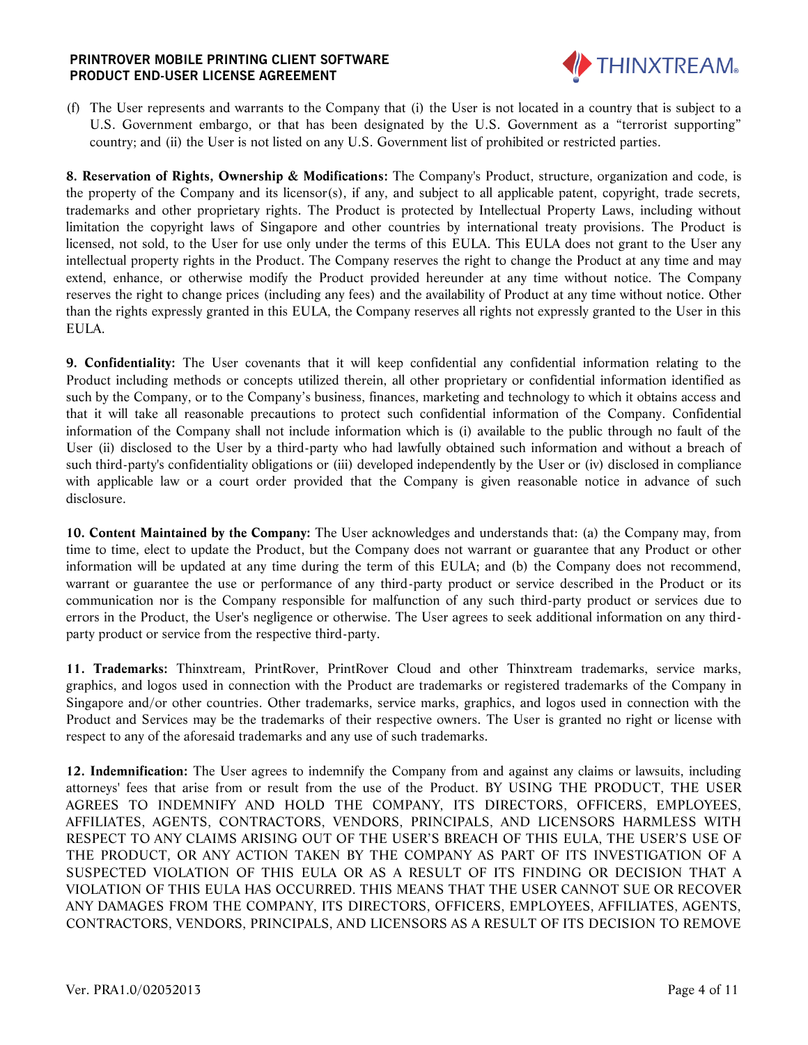(f) The User represents and warrants to the Company that (i) the User is not located in a country that is subject to a U.S. Government embargo, or that has been designated by the U.S. Government as a "terrorist supporting" country; and (ii) the User is not listed on any U.S. Government list of prohibited or restricted parties.

**8. Reservation of Rights, Ownership & Modifications:** The Company's Product, structure, organization and code, is the property of the Company and its licensor(s), if any, and subject to all applicable patent, copyright, trade secrets, trademarks and other proprietary rights. The Product is protected by Intellectual Property Laws, including without limitation the copyright laws of Singapore and other countries by international treaty provisions. The Product is licensed, not sold, to the User for use only under the terms of this EULA. This EULA does not grant to the User any intellectual property rights in the Product. The Company reserves the right to change the Product at any time and may extend, enhance, or otherwise modify the Product provided hereunder at any time without notice. The Company reserves the right to change prices (including any fees) and the availability of Product at any time without notice. Other than the rights expressly granted in this EULA, the Company reserves all rights not expressly granted to the User in this EULA.

**9. Confidentiality:** The User covenants that it will keep confidential any confidential information relating to the Product including methods or concepts utilized therein, all other proprietary or confidential information identified as such by the Company, or to the Company's business, finances, marketing and technology to which it obtains access and that it will take all reasonable precautions to protect such confidential information of the Company. Confidential information of the Company shall not include information which is (i) available to the public through no fault of the User (ii) disclosed to the User by a third-party who had lawfully obtained such information and without a breach of such third-party's confidentiality obligations or (iii) developed independently by the User or (iv) disclosed in compliance with applicable law or a court order provided that the Company is given reasonable notice in advance of such disclosure.

**10. Content Maintained by the Company:** The User acknowledges and understands that: (a) the Company may, from time to time, elect to update the Product, but the Company does not warrant or guarantee that any Product or other information will be updated at any time during the term of this EULA; and (b) the Company does not recommend, warrant or guarantee the use or performance of any third-party product or service described in the Product or its communication nor is the Company responsible for malfunction of any such third-party product or services due to errors in the Product, the User's negligence or otherwise. The User agrees to seek additional information on any third-party product or service from the respective third-party.

**11. Trademarks:** Thinxtream, PrintRover, PrintRover Cloud and other Thinxtream trademarks, service marks, graphics, and logos used in connection with the Product are trademarks or registered trademarks of the Company in Singapore and/or other countries. Other trademarks, service marks, graphics, and logos used in connection with the Product and Services may be the trademarks of their respective owners. The User is granted no right or license with respect to any of the aforesaid trademarks and any use of such trademarks.

**12. Indemnification:** The User agrees to indemnify the Company from and against any claims or lawsuits, including attorneys' fees that arise from or result from the use of the Product. BY USING THE PRODUCT, THE USER AGREES TO INDEMNIFY AND HOLD THE COMPANY, ITS DIRECTORS, OFFICERS, EMPLOYEES, AFFILIATES, AGENTS, CONTRACTORS, VENDORS, PRINCIPALS, AND LICENSORS HARMLESS WITH RESPECT TO ANY CLAIMS ARISING OUT OF THE USER'S BREACH OF THIS EULA, THE USER'S USE OF THE PRODUCT, OR ANY ACTION TAKEN BY THE COMPANY AS PART OF ITS INVESTIGATION OF A SUSPECTED VIOLATION OF THIS EULA OR AS A RESULT OF ITS FINDING OR DECISION THAT A VIOLATION OF THIS EULA HAS OCCURRED. THIS MEANS THAT THE USER CANNOT SUE OR RECOVER ANY DAMAGES FROM THE COMPANY, ITS DIRECTORS, OFFICERS, EMPLOYEES, AFFILIATES, AGENTS, CONTRACTORS, VENDORS, PRINCIPALS, AND LICENSORS AS A RESULT OF ITS DECISION TO REMOVE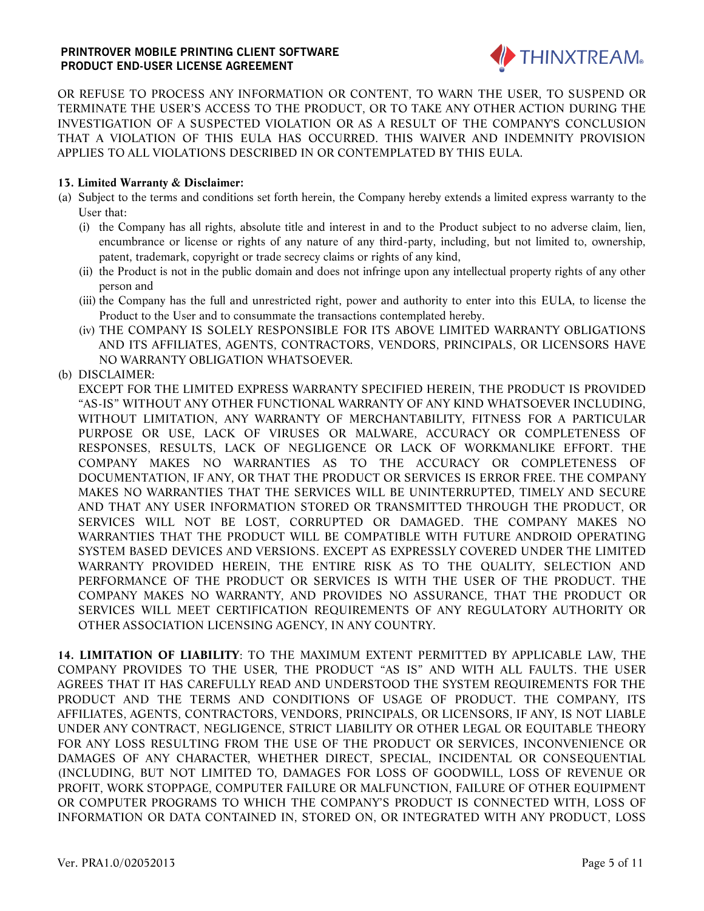OR REFUSE TO PROCESS ANY INFORMATION OR CONTENT, TO WARN THE USER, TO SUSPEND OR TERMINATE THE USER'S ACCESS TO THE PRODUCT, OR TO TAKE ANY OTHER ACTION DURING THE INVESTIGATION OF A SUSPECTED VIOLATION OR AS A RESULT OF THE COMPANY'S CONCLUSION THAT A VIOLATION OF THIS EULA HAS OCCURRED. THIS WAIVER AND INDEMNITY PROVISION APPLIES TO ALL VIOLATIONS DESCRIBED IN OR CONTEMPLATED BY THIS EULA.

**13. Limited Warranty & Disclaimer:**

(a) Subject to the terms and conditions set forth herein, the Company hereby extends a limited express warranty to the User that:

  (i) the Company has all rights, absolute title and interest in and to the Product subject to no adverse claim, lien, encumbrance or license or rights of any nature of any third-party, including, but not limited to, ownership, patent, trademark, copyright or trade secrecy claims or rights of any kind,

  (ii) the Product is not in the public domain and does not infringe upon any intellectual property rights of any other person and

  (iii) the Company has the full and unrestricted right, power and authority to enter into this EULA, to license the Product to the User and to consummate the transactions contemplated hereby.

  (iv) THE COMPANY IS SOLELY RESPONSIBLE FOR ITS ABOVE LIMITED WARRANTY OBLIGATIONS AND ITS AFFILIATES, AGENTS, CONTRACTORS, VENDORS, PRINCIPALS, OR LICENSORS HAVE NO WARRANTY OBLIGATION WHATSOEVER.

(b) DISCLAIMER:

EXCEPT FOR THE LIMITED EXPRESS WARRANTY SPECIFIED HEREIN, THE PRODUCT IS PROVIDED "AS-IS" WITHOUT ANY OTHER FUNCTIONAL WARRANTY OF ANY KIND WHATSOEVER INCLUDING, WITHOUT LIMITATION, ANY WARRANTY OF MERCHANTABILITY, FITNESS FOR A PARTICULAR PURPOSE OR USE, LACK OF VIRUSES OR MALWARE, ACCURACY OR COMPLETENESS OF RESPONSES, RESULTS, LACK OF NEGLIGENCE OR LACK OF WORKMANLIKE EFFORT. THE COMPANY MAKES NO WARRANTIES AS TO THE ACCURACY OR COMPLETENESS OF DOCUMENTATION, IF ANY, OR THAT THE PRODUCT OR SERVICES IS ERROR FREE. THE COMPANY MAKES NO WARRANTIES THAT THE SERVICES WILL BE UNINTERRUPTED, TIMELY AND SECURE AND THAT ANY USER INFORMATION STORED OR TRANSMITTED THROUGH THE PRODUCT, OR SERVICES WILL NOT BE LOST, CORRUPTED OR DAMAGED. THE COMPANY MAKES NO WARRANTIES THAT THE PRODUCT WILL BE COMPATIBLE WITH FUTURE ANDROID OPERATING SYSTEM BASED DEVICES AND VERSIONS. EXCEPT AS EXPRESSLY COVERED UNDER THE LIMITED WARRANTY PROVIDED HEREIN, THE ENTIRE RISK AS TO THE QUALITY, SELECTION AND PERFORMANCE OF THE PRODUCT OR SERVICES IS WITH THE USER OF THE PRODUCT. THE COMPANY MAKES NO WARRANTY, AND PROVIDES NO ASSURANCE, THAT THE PRODUCT OR SERVICES WILL MEET CERTIFICATION REQUIREMENTS OF ANY REGULATORY AUTHORITY OR OTHER ASSOCIATION LICENSING AGENCY, IN ANY COUNTRY.

**14. LIMITATION OF LIABILITY**: TO THE MAXIMUM EXTENT PERMITTED BY APPLICABLE LAW, THE COMPANY PROVIDES TO THE USER, THE PRODUCT "AS IS" AND WITH ALL FAULTS. THE USER AGREES THAT IT HAS CAREFULLY READ AND UNDERSTOOD THE SYSTEM REQUIREMENTS FOR THE PRODUCT AND THE TERMS AND CONDITIONS OF USAGE OF PRODUCT. THE COMPANY, ITS AFFILIATES, AGENTS, CONTRACTORS, VENDORS, PRINCIPALS, OR LICENSORS, IF ANY, IS NOT LIABLE UNDER ANY CONTRACT, NEGLIGENCE, STRICT LIABILITY OR OTHER LEGAL OR EQUITABLE THEORY FOR ANY LOSS RESULTING FROM THE USE OF THE PRODUCT OR SERVICES, INCONVENIENCE OR DAMAGES OF ANY CHARACTER, WHETHER DIRECT, SPECIAL, INCIDENTAL OR CONSEQUENTIAL (INCLUDING, BUT NOT LIMITED TO, DAMAGES FOR LOSS OF GOODWILL, LOSS OF REVENUE OR PROFIT, WORK STOPPAGE, COMPUTER FAILURE OR MALFUNCTION, FAILURE OF OTHER EQUIPMENT OR COMPUTER PROGRAMS TO WHICH THE COMPANY'S PRODUCT IS CONNECTED WITH, LOSS OF INFORMATION OR DATA CONTAINED IN, STORED ON, OR INTEGRATED WITH ANY PRODUCT, LOSS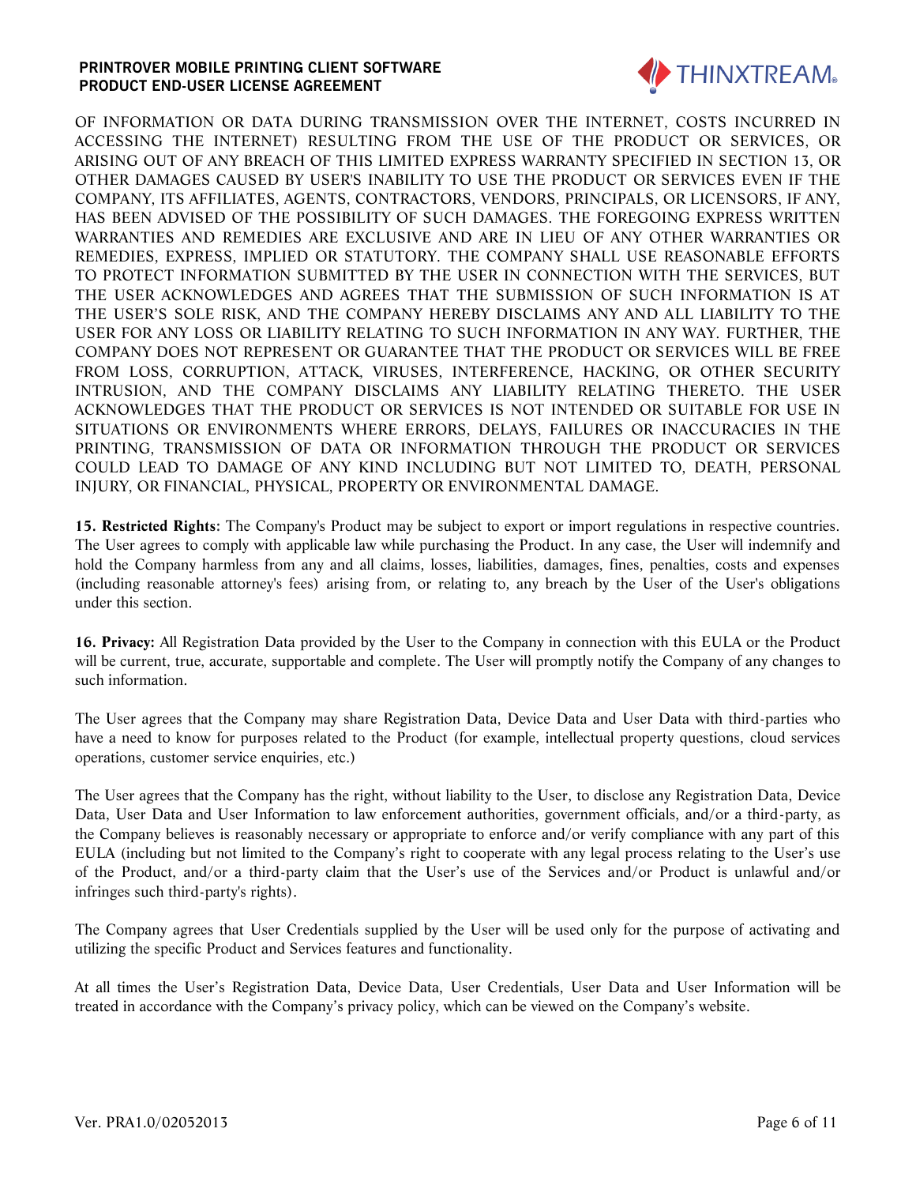OF INFORMATION OR DATA DURING TRANSMISSION OVER THE INTERNET, COSTS INCURRED IN ACCESSING THE INTERNET) RESULTING FROM THE USE OF THE PRODUCT OR SERVICES, OR ARISING OUT OF ANY BREACH OF THIS LIMITED EXPRESS WARRANTY SPECIFIED IN SECTION 13, OR OTHER DAMAGES CAUSED BY USER'S INABILITY TO USE THE PRODUCT OR SERVICES EVEN IF THE COMPANY, ITS AFFILIATES, AGENTS, CONTRACTORS, VENDORS, PRINCIPALS, OR LICENSORS, IF ANY, HAS BEEN ADVISED OF THE POSSIBILITY OF SUCH DAMAGES. THE FOREGOING EXPRESS WRITTEN WARRANTIES AND REMEDIES ARE EXCLUSIVE AND ARE IN LIEU OF ANY OTHER WARRANTIES OR REMEDIES, EXPRESS, IMPLIED OR STATUTORY. THE COMPANY SHALL USE REASONABLE EFFORTS TO PROTECT INFORMATION SUBMITTED BY THE USER IN CONNECTION WITH THE SERVICES, BUT THE USER ACKNOWLEDGES AND AGREES THAT THE SUBMISSION OF SUCH INFORMATION IS AT THE USER'S SOLE RISK, AND THE COMPANY HEREBY DISCLAIMS ANY AND ALL LIABILITY TO THE USER FOR ANY LOSS OR LIABILITY RELATING TO SUCH INFORMATION IN ANY WAY. FURTHER, THE COMPANY DOES NOT REPRESENT OR GUARANTEE THAT THE PRODUCT OR SERVICES WILL BE FREE FROM LOSS, CORRUPTION, ATTACK, VIRUSES, INTERFERENCE, HACKING, OR OTHER SECURITY INTRUSION, AND THE COMPANY DISCLAIMS ANY LIABILITY RELATING THERETO. THE USER ACKNOWLEDGES THAT THE PRODUCT OR SERVICES IS NOT INTENDED OR SUITABLE FOR USE IN SITUATIONS OR ENVIRONMENTS WHERE ERRORS, DELAYS, FAILURES OR INACCURACIES IN THE PRINTING, TRANSMISSION OF DATA OR INFORMATION THROUGH THE PRODUCT OR SERVICES COULD LEAD TO DAMAGE OF ANY KIND INCLUDING BUT NOT LIMITED TO, DEATH, PERSONAL INJURY, OR FINANCIAL, PHYSICAL, PROPERTY OR ENVIRONMENTAL DAMAGE.

**15. Restricted Rights:** The Company's Product may be subject to export or import regulations in respective countries. The User agrees to comply with applicable law while purchasing the Product. In any case, the User will indemnify and hold the Company harmless from any and all claims, losses, liabilities, damages, fines, penalties, costs and expenses (including reasonable attorney's fees) arising from, or relating to, any breach by the User of the User's obligations under this section.

**16. Privacy:** All Registration Data provided by the User to the Company in connection with this EULA or the Product will be current, true, accurate, supportable and complete. The User will promptly notify the Company of any changes to such information.

The User agrees that the Company may share Registration Data, Device Data and User Data with third-parties who have a need to know for purposes related to the Product (for example, intellectual property questions, cloud services operations, customer service enquiries, etc.)

The User agrees that the Company has the right, without liability to the User, to disclose any Registration Data, Device Data, User Data and User Information to law enforcement authorities, government officials, and/or a third-party, as the Company believes is reasonably necessary or appropriate to enforce and/or verify compliance with any part of this EULA (including but not limited to the Company's right to cooperate with any legal process relating to the User's use of the Product, and/or a third-party claim that the User's use of the Services and/or Product is unlawful and/or infringes such third-party's rights).

The Company agrees that User Credentials supplied by the User will be used only for the purpose of activating and utilizing the specific Product and Services features and functionality.

At all times the User's Registration Data, Device Data, User Credentials, User Data and User Information will be treated in accordance with the Company's privacy policy, which can be viewed on the Company's website.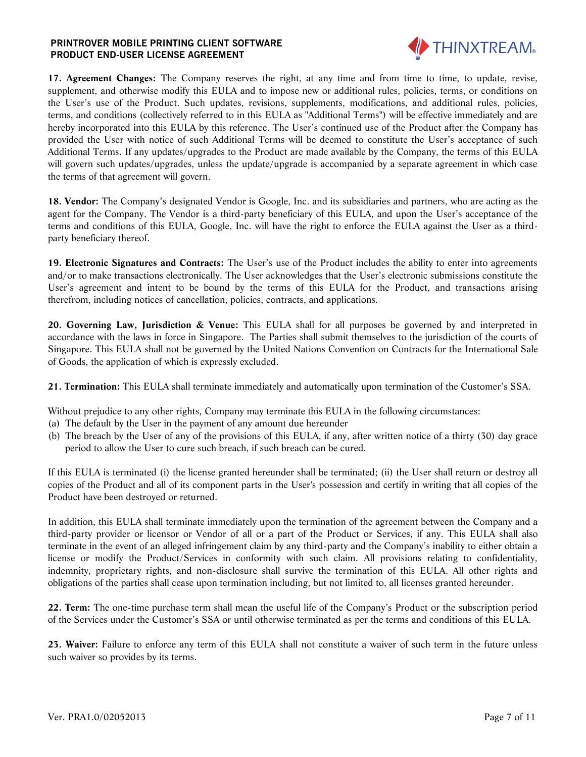**17. Agreement Changes:** The Company reserves the right, at any time and from time to time, to update, revise, supplement, and otherwise modify this EULA and to impose new or additional rules, policies, terms, or conditions on the User's use of the Product. Such updates, revisions, supplements, modifications, and additional rules, policies, terms, and conditions (collectively referred to in this EULA as "Additional Terms") will be effective immediately and are hereby incorporated into this EULA by this reference. The User's continued use of the Product after the Company has provided the User with notice of such Additional Terms will be deemed to constitute the User's acceptance of such Additional Terms. If any updates/upgrades to the Product are made available by the Company, the terms of this EULA will govern such updates/upgrades, unless the update/upgrade is accompanied by a separate agreement in which case the terms of that agreement will govern.

**18. Vendor:** The Company's designated Vendor is Google, Inc. and its subsidiaries and partners, who are acting as the agent for the Company. The Vendor is a third-party beneficiary of this EULA, and upon the User's acceptance of the terms and conditions of this EULA, Google, Inc. will have the right to enforce the EULA against the User as a third-party beneficiary thereof.

**19. Electronic Signatures and Contracts:** The User's use of the Product includes the ability to enter into agreements and/or to make transactions electronically. The User acknowledges that the User's electronic submissions constitute the User's agreement and intent to be bound by the terms of this EULA for the Product, and transactions arising therefrom, including notices of cancellation, policies, contracts, and applications.

**20. Governing Law, Jurisdiction & Venue:** This EULA shall for all purposes be governed by and interpreted in accordance with the laws in force in Singapore. The Parties shall submit themselves to the jurisdiction of the courts of Singapore. This EULA shall not be governed by the United Nations Convention on Contracts for the International Sale of Goods, the application of which is expressly excluded.

**21. Termination:** This EULA shall terminate immediately and automatically upon termination of the Customer's SSA.

Without prejudice to any other rights, Company may terminate this EULA in the following circumstances:

(a) The default by the User in the payment of any amount due hereunder

(b) The breach by the User of any of the provisions of this EULA, if any, after written notice of a thirty (30) day grace period to allow the User to cure such breach, if such breach can be cured.

If this EULA is terminated (i) the license granted hereunder shall be terminated; (ii) the User shall return or destroy all copies of the Product and all of its component parts in the User's possession and certify in writing that all copies of the Product have been destroyed or returned.

In addition, this EULA shall terminate immediately upon the termination of the agreement between the Company and a third-party provider or licensor or Vendor of all or a part of the Product or Services, if any. This EULA shall also terminate in the event of an alleged infringement claim by any third-party and the Company's inability to either obtain a license or modify the Product/Services in conformity with such claim. All provisions relating to confidentiality, indemnity, proprietary rights, and non-disclosure shall survive the termination of this EULA. All other rights and obligations of the parties shall cease upon termination including, but not limited to, all licenses granted hereunder.

**22. Term:** The one-time purchase term shall mean the useful life of the Company's Product or the subscription period of the Services under the Customer's SSA or until otherwise terminated as per the terms and conditions of this EULA.

**23. Waiver:** Failure to enforce any term of this EULA shall not constitute a waiver of such term in the future unless such waiver so provides by its terms.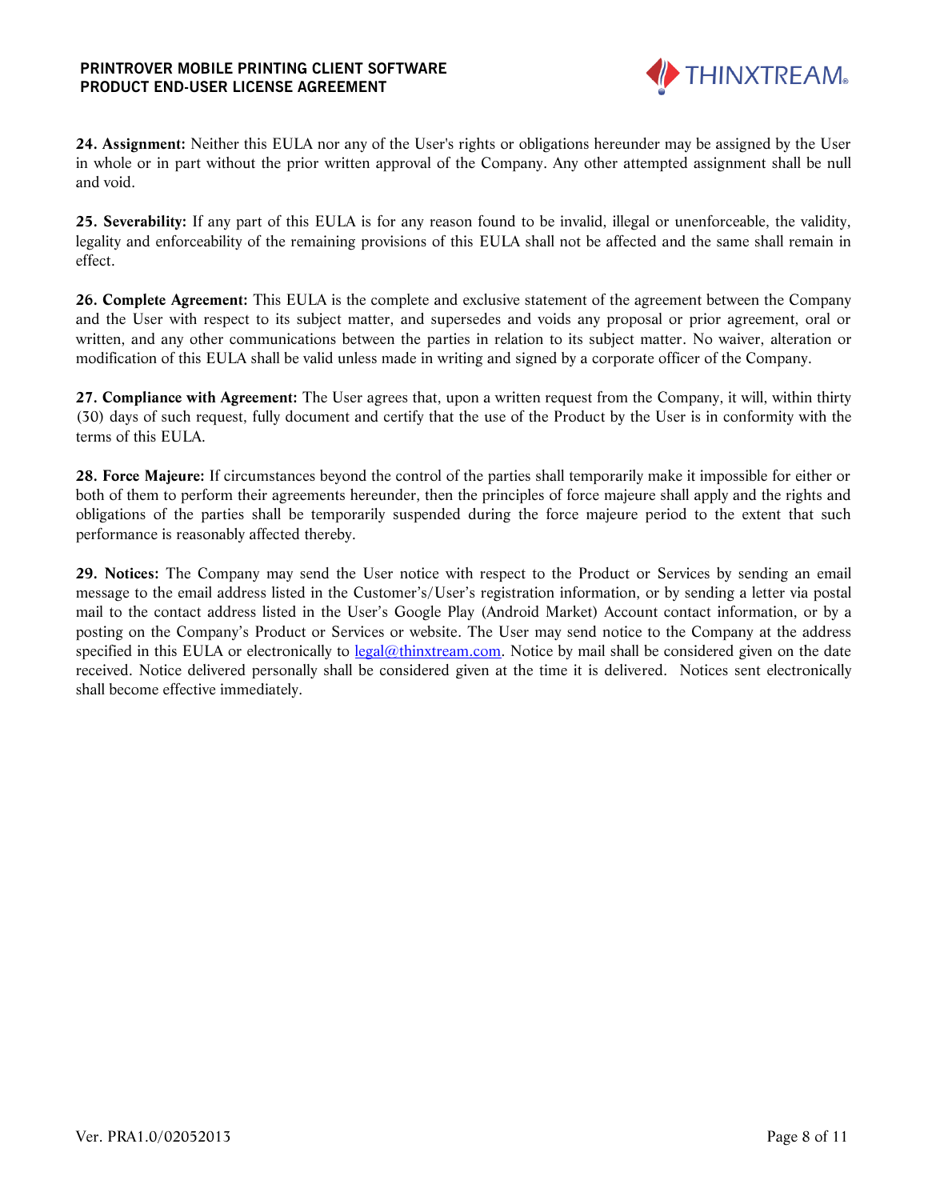**24. Assignment:** Neither this EULA nor any of the User's rights or obligations hereunder may be assigned by the User in whole or in part without the prior written approval of the Company. Any other attempted assignment shall be null and void.

**25. Severability:** If any part of this EULA is for any reason found to be invalid, illegal or unenforceable, the validity, legality and enforceability of the remaining provisions of this EULA shall not be affected and the same shall remain in effect.

**26. Complete Agreement:** This EULA is the complete and exclusive statement of the agreement between the Company and the User with respect to its subject matter, and supersedes and voids any proposal or prior agreement, oral or written, and any other communications between the parties in relation to its subject matter. No waiver, alteration or modification of this EULA shall be valid unless made in writing and signed by a corporate officer of the Company.

**27. Compliance with Agreement:** The User agrees that, upon a written request from the Company, it will, within thirty (30) days of such request, fully document and certify that the use of the Product by the User is in conformity with the terms of this EULA.

**28. Force Majeure:** If circumstances beyond the control of the parties shall temporarily make it impossible for either or both of them to perform their agreements hereunder, then the principles of force majeure shall apply and the rights and obligations of the parties shall be temporarily suspended during the force majeure period to the extent that such performance is reasonably affected thereby.

**29. Notices:** The Company may send the User notice with respect to the Product or Services by sending an email message to the email address listed in the Customer's/User's registration information, or by sending a letter via postal mail to the contact address listed in the User's Google Play (Android Market) Account contact information, or by a posting on the Company's Product or Services or website. The User may send notice to the Company at the address specified in this EULA or electronically to legal@thinxtream.com. Notice by mail shall be considered given on the date received. Notice delivered personally shall be considered given at the time it is delivered. Notices sent electronically shall become effective immediately.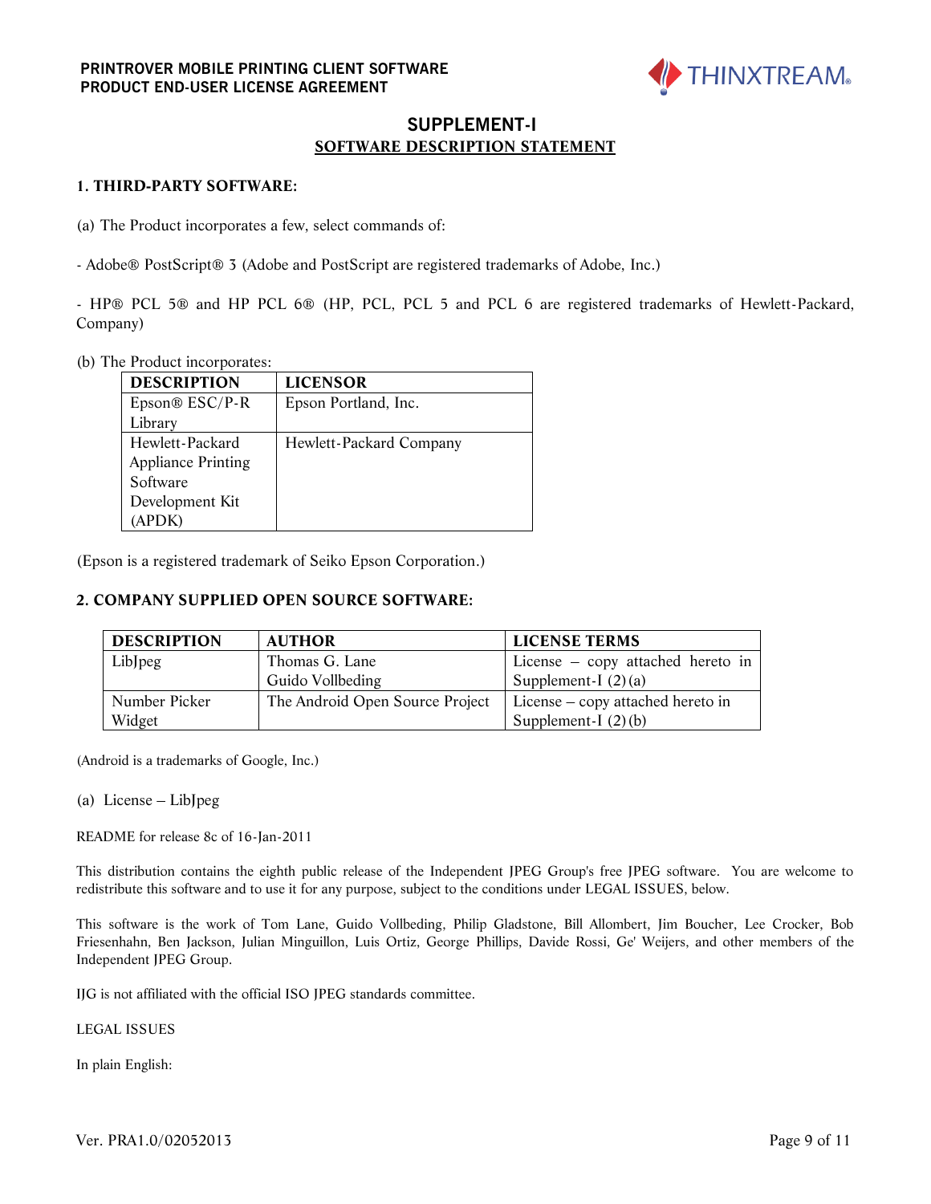## SUPPLEMENT-I

### SOFTWARE DESCRIPTION STATEMENT

**1. THIRD-PARTY SOFTWARE:**

(a) The Product incorporates a few, select commands of:

- Adobe® PostScript® 3 (Adobe and PostScript are registered trademarks of Adobe, Inc.)

- HP® PCL 5® and HP PCL 6® (HP, PCL, PCL 5 and PCL 6 are registered trademarks of Hewlett-Packard, Company)

(b) The Product incorporates:

| DESCRIPTION | LICENSOR |
| --- | --- |
| Epson® ESC/P-R Library | Epson Portland, Inc. |
| Hewlett-Packard Appliance Printing Software Development Kit (APDK) | Hewlett-Packard Company |

(Epson is a registered trademark of Seiko Epson Corporation.)

**2. COMPANY SUPPLIED OPEN SOURCE SOFTWARE:**

| DESCRIPTION | AUTHOR | LICENSE TERMS |
| --- | --- | --- |
| LibJpeg | Thomas G. Lane<br>Guido Vollbeding | License – copy attached hereto in Supplement-I (2)(a) |
| Number Picker Widget | The Android Open Source Project | License – copy attached hereto in Supplement-I (2)(b) |

(Android is a trademarks of Google, Inc.)

(a) License – LibJpeg

README for release 8c of 16-Jan-2011

This distribution contains the eighth public release of the Independent JPEG Group's free JPEG software. You are welcome to redistribute this software and to use it for any purpose, subject to the conditions under LEGAL ISSUES, below.

This software is the work of Tom Lane, Guido Vollbeding, Philip Gladstone, Bill Allombert, Jim Boucher, Lee Crocker, Bob Friesenhahn, Ben Jackson, Julian Minguillon, Luis Ortiz, George Phillips, Davide Rossi, Ge' Weijers, and other members of the Independent JPEG Group.

IJG is not affiliated with the official ISO JPEG standards committee.

LEGAL ISSUES

In plain English: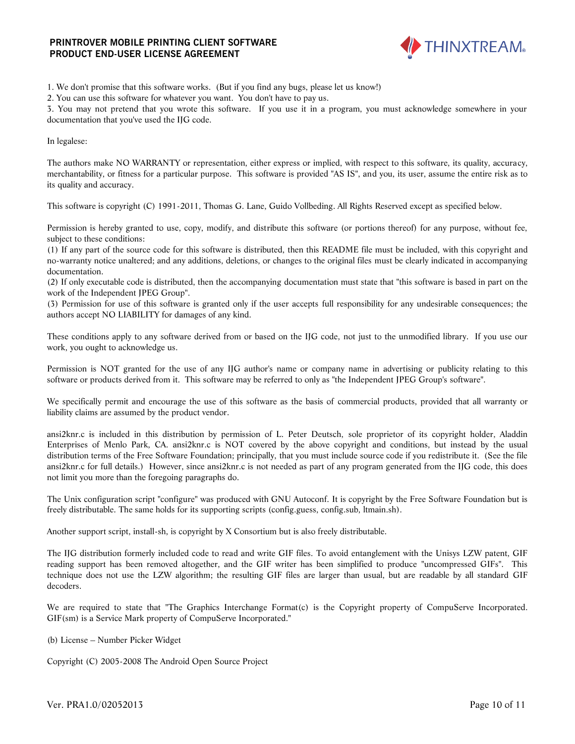1. We don't promise that this software works.  (But if you find any bugs, please let us know!)
2. You can use this software for whatever you want.  You don't have to pay us.
3. You may not pretend that you wrote this software.  If you use it in a program, you must acknowledge somewhere in your documentation that you've used the IJG code.

In legalese:

The authors make NO WARRANTY or representation, either express or implied, with respect to this software, its quality, accuracy, merchantability, or fitness for a particular purpose.  This software is provided "AS IS", and you, its user, assume the entire risk as to its quality and accuracy.

This software is copyright (C) 1991-2011, Thomas G. Lane, Guido Vollbeding. All Rights Reserved except as specified below.

Permission is hereby granted to use, copy, modify, and distribute this software (or portions thereof) for any purpose, without fee, subject to these conditions:
(1) If any part of the source code for this software is distributed, then this README file must be included, with this copyright and no-warranty notice unaltered; and any additions, deletions, or changes to the original files must be clearly indicated in accompanying documentation.
(2) If only executable code is distributed, then the accompanying documentation must state that "this software is based in part on the work of the Independent JPEG Group".
(3) Permission for use of this software is granted only if the user accepts full responsibility for any undesirable consequences; the authors accept NO LIABILITY for damages of any kind.

These conditions apply to any software derived from or based on the IJG code, not just to the unmodified library.  If you use our work, you ought to acknowledge us.

Permission is NOT granted for the use of any IJG author's name or company name in advertising or publicity relating to this software or products derived from it.  This software may be referred to only as "the Independent JPEG Group's software".

We specifically permit and encourage the use of this software as the basis of commercial products, provided that all warranty or liability claims are assumed by the product vendor.

ansi2knr.c is included in this distribution by permission of L. Peter Deutsch, sole proprietor of its copyright holder, Aladdin Enterprises of Menlo Park, CA. ansi2knr.c is NOT covered by the above copyright and conditions, but instead by the usual distribution terms of the Free Software Foundation; principally, that you must include source code if you redistribute it.  (See the file ansi2knr.c for full details.)  However, since ansi2knr.c is not needed as part of any program generated from the IJG code, this does not limit you more than the foregoing paragraphs do.

The Unix configuration script "configure" was produced with GNU Autoconf. It is copyright by the Free Software Foundation but is freely distributable. The same holds for its supporting scripts (config.guess, config.sub, ltmain.sh).

Another support script, install-sh, is copyright by X Consortium but is also freely distributable.

The IJG distribution formerly included code to read and write GIF files. To avoid entanglement with the Unisys LZW patent, GIF reading support has been removed altogether, and the GIF writer has been simplified to produce "uncompressed GIFs".  This technique does not use the LZW algorithm; the resulting GIF files are larger than usual, but are readable by all standard GIF decoders.

We are required to state that "The Graphics Interchange Format(c) is the Copyright property of CompuServe Incorporated. GIF(sm) is a Service Mark property of CompuServe Incorporated."

(b) License – Number Picker Widget

Copyright (C) 2005-2008 The Android Open Source Project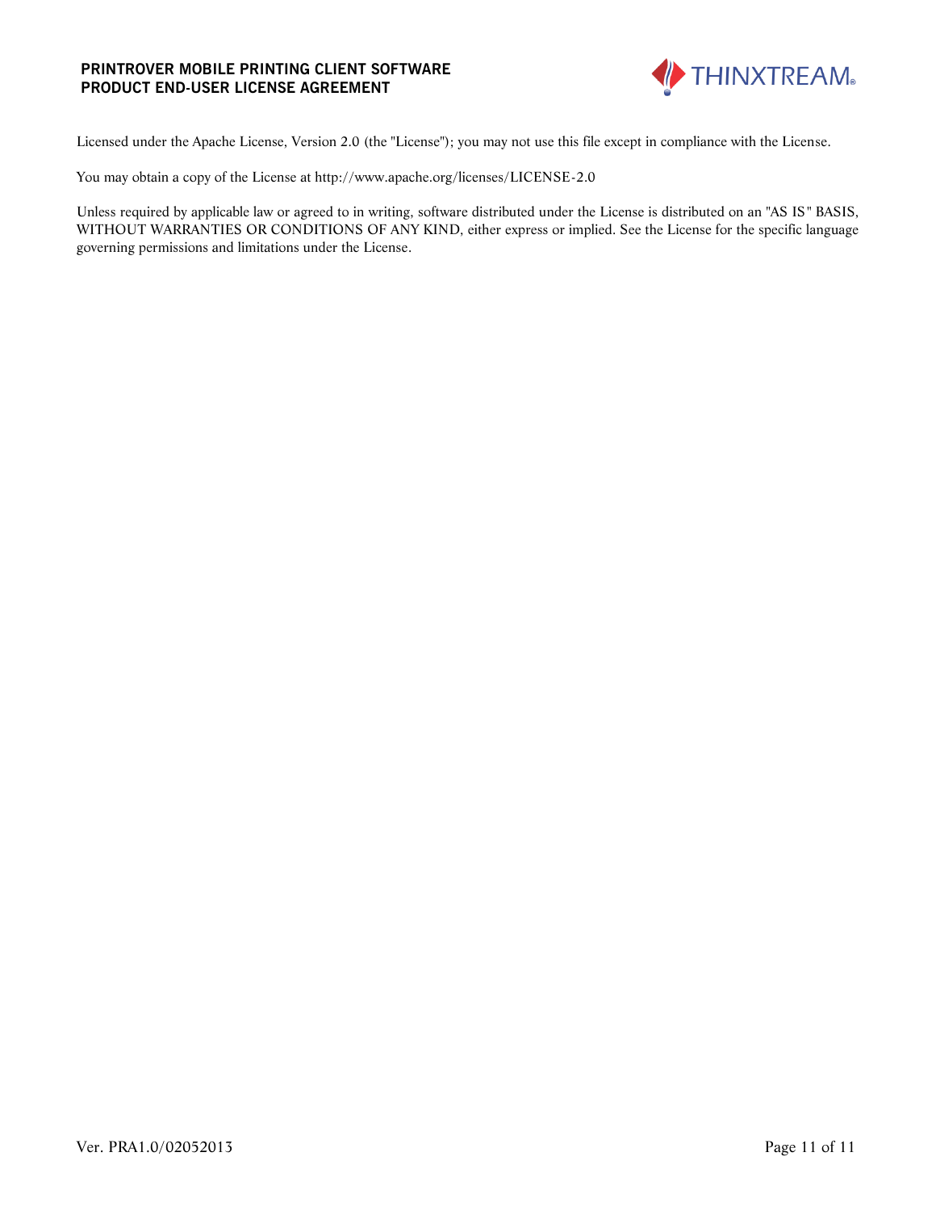Licensed under the Apache License, Version 2.0 (the "License"); you may not use this file except in compliance with the License.

You may obtain a copy of the License at http://www.apache.org/licenses/LICENSE-2.0

Unless required by applicable law or agreed to in writing, software distributed under the License is distributed on an "AS IS" BASIS, WITHOUT WARRANTIES OR CONDITIONS OF ANY KIND, either express or implied. See the License for the specific language governing permissions and limitations under the License.